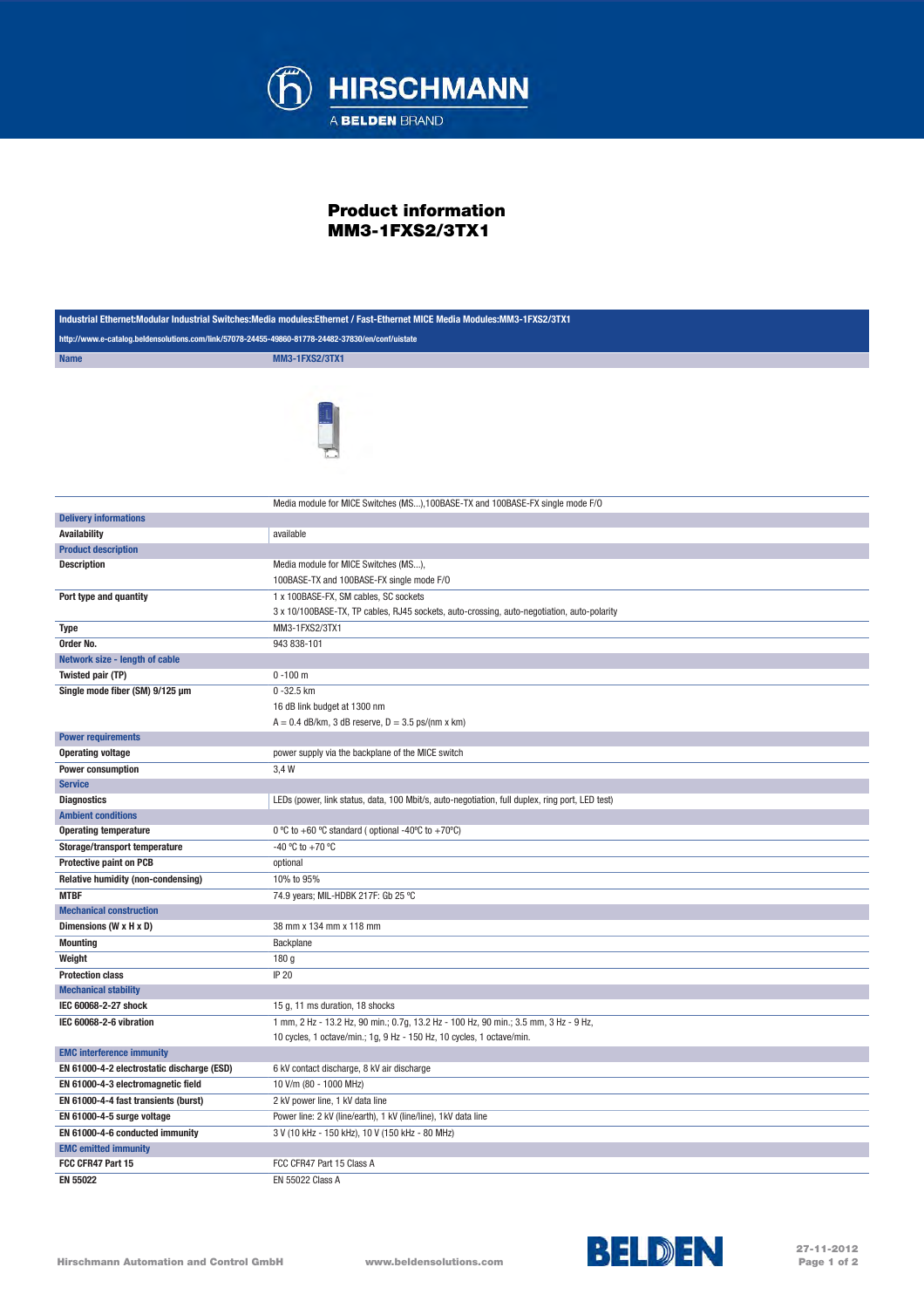# Product information
## MM3-1FXS2/3TX1

| Industrial Ethernet:Modular Industrial Switches:Media modules:Ethernet / Fast-Ethernet MICE Media Modules:MM3-1FXS2/3TX1 | |
|---|---|
| http://www.e-catalog.beldensolutions.com/link/57078-24455-49860-81778-24482-37830/en/conf/uistate | |
| **Name** | MM3-1FXS2/3TX1 |
| | Media module for MICE Switches (MS...),100BASE-TX and 100BASE-FX single mode F/O |
| **Delivery informations** | |
| **Availability** | available |
| **Product description** | |
| **Description** | Media module for MICE Switches (MS...),<br>100BASE-TX and 100BASE-FX single mode F/O |
| **Port type and quantity** | 1 x 100BASE-FX, SM cables, SC sockets<br>3 x 10/100BASE-TX, TP cables, RJ45 sockets, auto-crossing, auto-negotiation, auto-polarity |
| **Type** | MM3-1FXS2/3TX1 |
| **Order No.** | 943 838-101 |
| **Network size - length of cable** | |
| **Twisted pair (TP)** | 0 -100 m |
| **Single mode fiber (SM) 9/125 µm** | 0 -32.5 km<br>16 dB link budget at 1300 nm<br>A = 0.4 dB/km, 3 dB reserve, D = 3.5 ps/(nm x km) |
| **Power requirements** | |
| **Operating voltage** | power supply via the backplane of the MICE switch |
| **Power consumption** | 3,4 W |
| **Service** | |
| **Diagnostics** | LEDs (power, link status, data, 100 Mbit/s, auto-negotiation, full duplex, ring port, LED test) |
| **Ambient conditions** | |
| **Operating temperature** | 0 ºC to +60 ºC standard ( optional -40ºC to +70ºC) |
| **Storage/transport temperature** | -40 ºC to +70 ºC |
| **Protective paint on PCB** | optional |
| **Relative humidity (non-condensing)** | 10% to 95% |
| **MTBF** | 74.9 years; MIL-HDBK 217F: Gb 25 ºC |
| **Mechanical construction** | |
| **Dimensions (W x H x D)** | 38 mm x 134 mm x 118 mm |
| **Mounting** | Backplane |
| **Weight** | 180 g |
| **Protection class** | IP 20 |
| **Mechanical stability** | |
| **IEC 60068-2-27 shock** | 15 g, 11 ms duration, 18 shocks |
| **IEC 60068-2-6 vibration** | 1 mm, 2 Hz - 13.2 Hz, 90 min.; 0.7g, 13.2 Hz - 100 Hz, 90 min.; 3.5 mm, 3 Hz - 9 Hz,<br>10 cycles, 1 octave/min.; 1g, 9 Hz - 150 Hz, 10 cycles, 1 octave/min. |
| **EMC interference immunity** | |
| **EN 61000-4-2 electrostatic discharge (ESD)** | 6 kV contact discharge, 8 kV air discharge |
| **EN 61000-4-3 electromagnetic field** | 10 V/m (80 - 1000 MHz) |
| **EN 61000-4-4 fast transients (burst)** | 2 kV power line, 1 kV data line |
| **EN 61000-4-5 surge voltage** | Power line: 2 kV (line/earth), 1 kV (line/line), 1kV data line |
| **EN 61000-4-6 conducted immunity** | 3 V (10 kHz - 150 kHz), 10 V (150 kHz - 80 MHz) |
| **EMC emitted immunity** | |
| **FCC CFR47 Part 15** | FCC CFR47 Part 15 Class A |
| **EN 55022** | EN 55022 Class A |

Hirschmann Automation and Control GmbH    www.beldensolutions.com    27-11-2012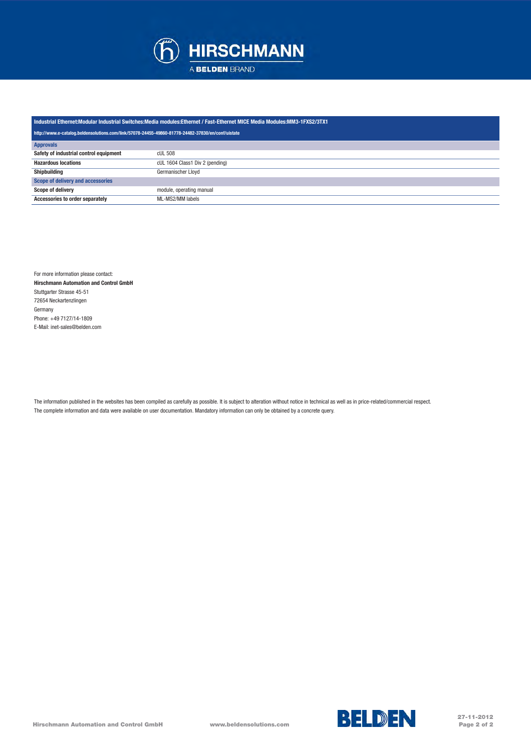**Industrial Ethernet:Modular Industrial Switches:Media modules:Ethernet / Fast-Ethernet MICE Media Modules:MM3-1FXS2/3TX1**

http://www.e-catalog.beldensolutions.com/link/57078-24455-49860-81778-24482-37830/en/conf/uistate

| | |
|---|---|
| **Approvals** | |
| **Safety of industrial control equipment** | cUL 508 |
| **Hazardous locations** | cUL 1604 Class1 Div 2 (pending) |
| **Shipbuilding** | Germanischer Lloyd |
| **Scope of delivery and accessories** | |
| **Scope of delivery** | module, operating manual |
| **Accessories to order separately** | ML-MS2/MM labels |

For more information please contact:
**Hirschmann Automation and Control GmbH**
Stuttgarter Strasse 45-51
72654 Neckartenzlingen
Germany
Phone: +49 7127/14-1809
E-Mail: inet-sales@belden.com

The information published in the websites has been compiled as carefully as possible. It is subject to alteration without notice in technical as well as in price-related/commercial respect. The complete information and data were available on user documentation. Mandatory information can only be obtained by a concrete query.